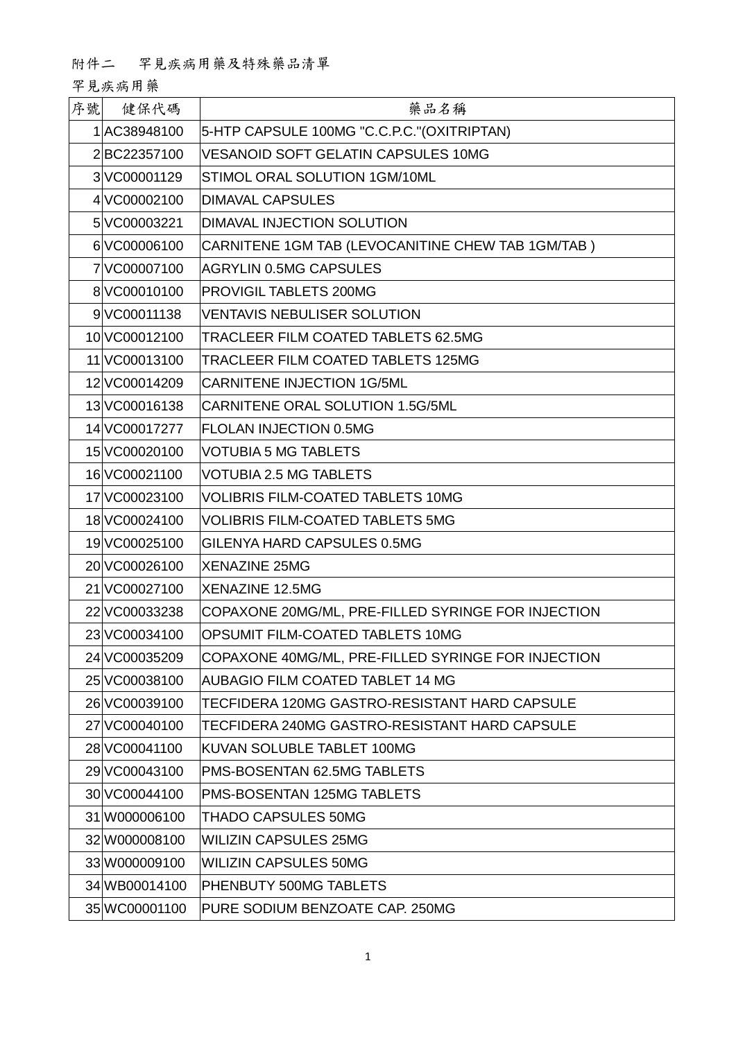附件二　罕見疾病用藥及特殊藥品清單

罕見疾病用藥

| 序號 | 健保代碼 | 藥品名稱 |
|---|---|---|
| 1 | AC38948100 | 5-HTP CAPSULE 100MG "C.C.P.C."(OXITRIPTAN) |
| 2 | BC22357100 | VESANOID SOFT GELATIN CAPSULES 10MG |
| 3 | VC00001129 | STIMOL ORAL SOLUTION 1GM/10ML |
| 4 | VC00002100 | DIMAVAL CAPSULES |
| 5 | VC00003221 | DIMAVAL INJECTION SOLUTION |
| 6 | VC00006100 | CARNITENE 1GM TAB (LEVOCANITINE CHEW TAB 1GM/TAB ) |
| 7 | VC00007100 | AGRYLIN 0.5MG CAPSULES |
| 8 | VC00010100 | PROVIGIL TABLETS 200MG |
| 9 | VC00011138 | VENTAVIS NEBULISER SOLUTION |
| 10 | VC00012100 | TRACLEER FILM COATED TABLETS 62.5MG |
| 11 | VC00013100 | TRACLEER FILM COATED TABLETS 125MG |
| 12 | VC00014209 | CARNITENE INJECTION 1G/5ML |
| 13 | VC00016138 | CARNITENE ORAL SOLUTION 1.5G/5ML |
| 14 | VC00017277 | FLOLAN INJECTION 0.5MG |
| 15 | VC00020100 | VOTUBIA 5 MG TABLETS |
| 16 | VC00021100 | VOTUBIA 2.5 MG TABLETS |
| 17 | VC00023100 | VOLIBRIS FILM-COATED TABLETS 10MG |
| 18 | VC00024100 | VOLIBRIS FILM-COATED TABLETS 5MG |
| 19 | VC00025100 | GILENYA HARD CAPSULES 0.5MG |
| 20 | VC00026100 | XENAZINE 25MG |
| 21 | VC00027100 | XENAZINE 12.5MG |
| 22 | VC00033238 | COPAXONE 20MG/ML, PRE-FILLED SYRINGE FOR INJECTION |
| 23 | VC00034100 | OPSUMIT FILM-COATED TABLETS 10MG |
| 24 | VC00035209 | COPAXONE 40MG/ML, PRE-FILLED SYRINGE FOR INJECTION |
| 25 | VC00038100 | AUBAGIO FILM COATED TABLET 14 MG |
| 26 | VC00039100 | TECFIDERA 120MG GASTRO-RESISTANT HARD CAPSULE |
| 27 | VC00040100 | TECFIDERA 240MG GASTRO-RESISTANT HARD CAPSULE |
| 28 | VC00041100 | KUVAN SOLUBLE TABLET 100MG |
| 29 | VC00043100 | PMS-BOSENTAN 62.5MG TABLETS |
| 30 | VC00044100 | PMS-BOSENTAN 125MG TABLETS |
| 31 | W000006100 | THADO CAPSULES 50MG |
| 32 | W000008100 | WILIZIN CAPSULES 25MG |
| 33 | W000009100 | WILIZIN CAPSULES 50MG |
| 34 | WB00014100 | PHENBUTY 500MG TABLETS |
| 35 | WC00001100 | PURE SODIUM BENZOATE CAP. 250MG |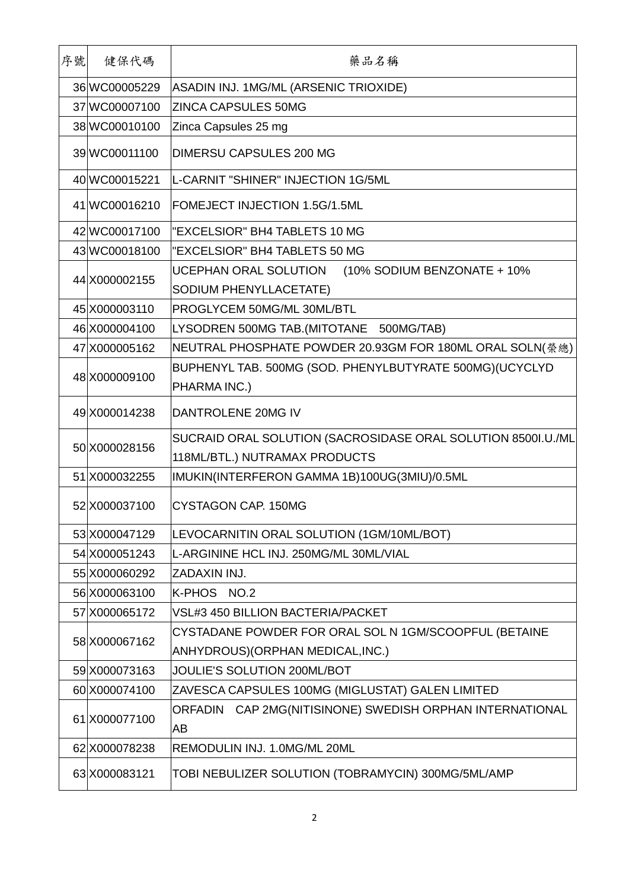| 序號 | 健保代碼 | 藥品名稱 |
|---|---|---|
| 36 | WC00005229 | ASADIN INJ. 1MG/ML (ARSENIC TRIOXIDE) |
| 37 | WC00007100 | ZINCA CAPSULES 50MG |
| 38 | WC00010100 | Zinca Capsules 25 mg |
| 39 | WC00011100 | DIMERSU CAPSULES 200 MG |
| 40 | WC00015221 | L-CARNIT "SHINER" INJECTION 1G/5ML |
| 41 | WC00016210 | FOMEJECT INJECTION 1.5G/1.5ML |
| 42 | WC00017100 | "EXCELSIOR" BH4 TABLETS 10 MG |
| 43 | WC00018100 | "EXCELSIOR" BH4 TABLETS 50 MG |
| 44 | X000002155 | UCEPHAN ORAL SOLUTION (10% SODIUM BENZONATE + 10% SODIUM PHENYLLACETATE) |
| 45 | X000003110 | PROGLYCEM 50MG/ML 30ML/BTL |
| 46 | X000004100 | LYSODREN 500MG TAB.(MITOTANE 500MG/TAB) |
| 47 | X000005162 | NEUTRAL PHOSPHATE POWDER 20.93GM FOR 180ML ORAL SOLN(榮總) |
| 48 | X000009100 | BUPHENYL TAB. 500MG (SOD. PHENYLBUTYRATE 500MG)(UCYCLYD PHARMA INC.) |
| 49 | X000014238 | DANTROLENE 20MG IV |
| 50 | X000028156 | SUCRAID ORAL SOLUTION (SACROSIDASE ORAL SOLUTION 8500I.U./ML 118ML/BTL.) NUTRAMAX PRODUCTS |
| 51 | X000032255 | IMUKIN(INTERFERON GAMMA 1B)100UG(3MIU)/0.5ML |
| 52 | X000037100 | CYSTAGON CAP. 150MG |
| 53 | X000047129 | LEVOCARNITIN ORAL SOLUTION (1GM/10ML/BOT) |
| 54 | X000051243 | L-ARGININE HCL INJ. 250MG/ML 30ML/VIAL |
| 55 | X000060292 | ZADAXIN INJ. |
| 56 | X000063100 | K-PHOS NO.2 |
| 57 | X000065172 | VSL#3 450 BILLION BACTERIA/PACKET |
| 58 | X000067162 | CYSTADANE POWDER FOR ORAL SOL N 1GM/SCOOPFUL (BETAINE ANHYDROUS)(ORPHAN MEDICAL,INC.) |
| 59 | X000073163 | JOULIE'S SOLUTION 200ML/BOT |
| 60 | X000074100 | ZAVESCA CAPSULES 100MG (MIGLUSTAT) GALEN LIMITED |
| 61 | X000077100 | ORFADIN CAP 2MG(NITISINONE) SWEDISH ORPHAN INTERNATIONAL AB |
| 62 | X000078238 | REMODULIN INJ. 1.0MG/ML 20ML |
| 63 | X000083121 | TOBI NEBULIZER SOLUTION (TOBRAMYCIN) 300MG/5ML/AMP |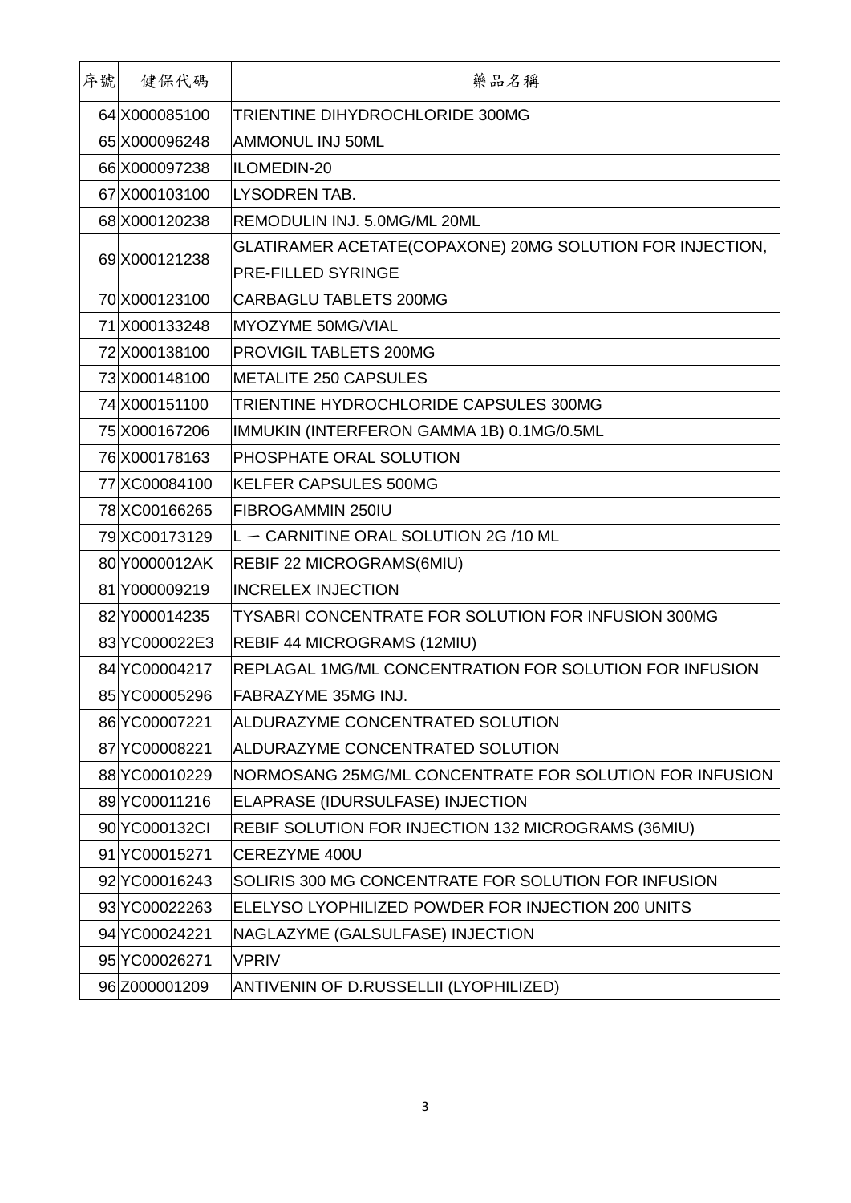| 序號 | 健保代碼 | 藥品名稱 |
|---|---|---|
| 64 | X000085100 | TRIENTINE DIHYDROCHLORIDE 300MG |
| 65 | X000096248 | AMMONUL INJ 50ML |
| 66 | X000097238 | ILOMEDIN-20 |
| 67 | X000103100 | LYSODREN TAB. |
| 68 | X000120238 | REMODULIN INJ. 5.0MG/ML 20ML |
| 69 | X000121238 | GLATIRAMER ACETATE(COPAXONE) 20MG SOLUTION FOR INJECTION, PRE-FILLED SYRINGE |
| 70 | X000123100 | CARBAGLU TABLETS 200MG |
| 71 | X000133248 | MYOZYME 50MG/VIAL |
| 72 | X000138100 | PROVIGIL TABLETS 200MG |
| 73 | X000148100 | METALITE 250 CAPSULES |
| 74 | X000151100 | TRIENTINE HYDROCHLORIDE CAPSULES 300MG |
| 75 | X000167206 | IMMUKIN (INTERFERON GAMMA 1B) 0.1MG/0.5ML |
| 76 | X000178163 | PHOSPHATE ORAL SOLUTION |
| 77 | XC00084100 | KELFER CAPSULES 500MG |
| 78 | XC00166265 | FIBROGAMMIN 250IU |
| 79 | XC00173129 | L － CARNITINE ORAL SOLUTION 2G /10 ML |
| 80 | Y0000012AK | REBIF 22 MICROGRAMS(6MIU) |
| 81 | Y000009219 | INCRELEX INJECTION |
| 82 | Y000014235 | TYSABRI CONCENTRATE FOR SOLUTION FOR INFUSION 300MG |
| 83 | YC000022E3 | REBIF 44 MICROGRAMS (12MIU) |
| 84 | YC00004217 | REPLAGAL 1MG/ML CONCENTRATION FOR SOLUTION FOR INFUSION |
| 85 | YC00005296 | FABRAZYME 35MG INJ. |
| 86 | YC00007221 | ALDURAZYME CONCENTRATED SOLUTION |
| 87 | YC00008221 | ALDURAZYME CONCENTRATED SOLUTION |
| 88 | YC00010229 | NORMOSANG 25MG/ML CONCENTRATE FOR SOLUTION FOR INFUSION |
| 89 | YC00011216 | ELAPRASE (IDURSULFASE) INJECTION |
| 90 | YC000132CI | REBIF SOLUTION FOR INJECTION 132 MICROGRAMS (36MIU) |
| 91 | YC00015271 | CEREZYME 400U |
| 92 | YC00016243 | SOLIRIS 300 MG CONCENTRATE FOR SOLUTION FOR INFUSION |
| 93 | YC00022263 | ELELYSO LYOPHILIZED POWDER FOR INJECTION 200 UNITS |
| 94 | YC00024221 | NAGLAZYME (GALSULFASE) INJECTION |
| 95 | YC00026271 | VPRIV |
| 96 | Z000001209 | ANTIVENIN OF D.RUSSELLII (LYOPHILIZED) |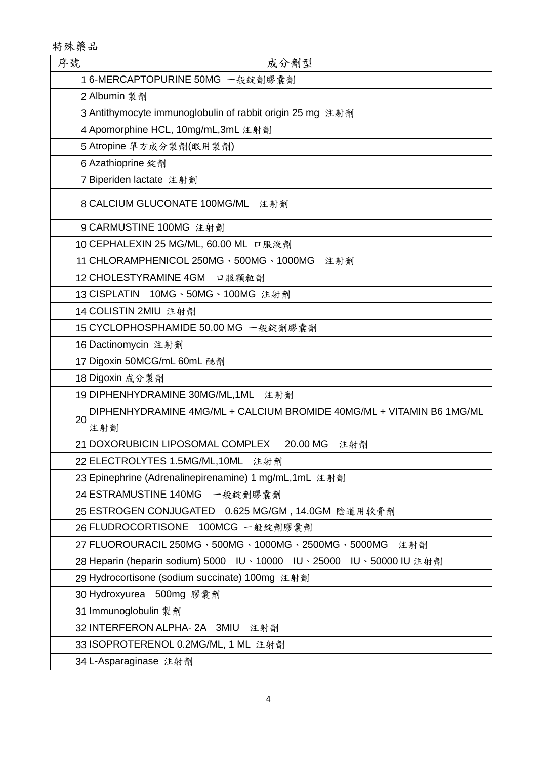特殊藥品

| 序號 | 成分劑型 |
|---|---|
| 1 | 6-MERCAPTOPURINE 50MG 一般錠劑膠囊劑 |
| 2 | Albumin 製劑 |
| 3 | Antithymocyte immunoglobulin of rabbit origin 25 mg 注射劑 |
| 4 | Apomorphine HCL, 10mg/mL,3mL 注射劑 |
| 5 | Atropine 單方成分製劑(眼用製劑) |
| 6 | Azathioprine 錠劑 |
| 7 | Biperiden lactate 注射劑 |
| 8 | CALCIUM GLUCONATE 100MG/ML 注射劑 |
| 9 | CARMUSTINE 100MG 注射劑 |
| 10 | CEPHALEXIN 25 MG/ML, 60.00 ML 口服液劑 |
| 11 | CHLORAMPHENICOL 250MG、500MG、1000MG 注射劑 |
| 12 | CHOLESTYRAMINE 4GM 口服顆粒劑 |
| 13 | CISPLATIN 10MG、50MG、100MG 注射劑 |
| 14 | COLISTIN 2MIU 注射劑 |
| 15 | CYCLOPHOSPHAMIDE 50.00 MG 一般錠劑膠囊劑 |
| 16 | Dactinomycin 注射劑 |
| 17 | Digoxin 50MCG/mL 60mL 酏劑 |
| 18 | Digoxin 成分製劑 |
| 19 | DIPHENHYDRAMINE 30MG/ML,1ML 注射劑 |
| 20 | DIPHENHYDRAMINE 4MG/ML + CALCIUM BROMIDE 40MG/ML + VITAMIN B6 1MG/ML 注射劑 |
| 21 | DOXORUBICIN LIPOSOMAL COMPLEX 20.00 MG 注射劑 |
| 22 | ELECTROLYTES 1.5MG/ML,10ML 注射劑 |
| 23 | Epinephrine (Adrenalinepirenamine) 1 mg/mL,1mL 注射劑 |
| 24 | ESTRAMUSTINE 140MG 一般錠劑膠囊劑 |
| 25 | ESTROGEN CONJUGATED 0.625 MG/GM , 14.0GM 陰道用軟膏劑 |
| 26 | FLUDROCORTISONE 100MCG 一般錠劑膠囊劑 |
| 27 | FLUOROURACIL 250MG、500MG、1000MG、2500MG、5000MG 注射劑 |
| 28 | Heparin (heparin sodium) 5000 IU、10000 IU、25000 IU、50000 IU 注射劑 |
| 29 | Hydrocortisone (sodium succinate) 100mg 注射劑 |
| 30 | Hydroxyurea 500mg 膠囊劑 |
| 31 | Immunoglobulin 製劑 |
| 32 | INTERFERON ALPHA- 2A 3MIU 注射劑 |
| 33 | ISOPROTERENOL 0.2MG/ML, 1 ML 注射劑 |
| 34 | L-Asparaginase 注射劑 |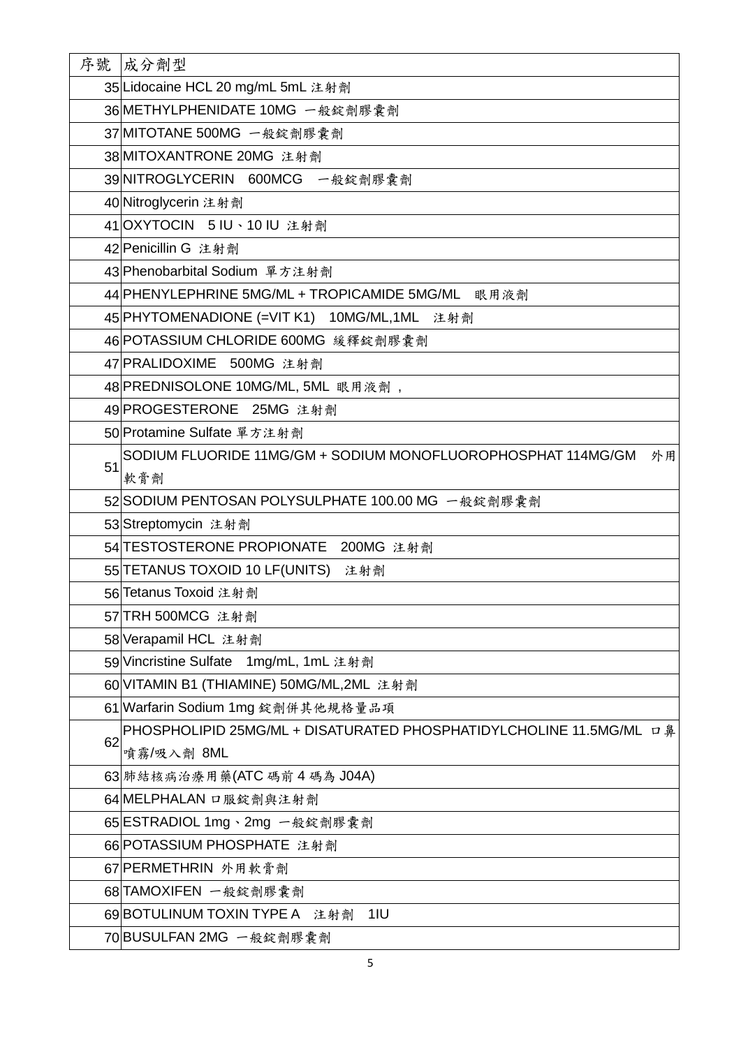| 序號 | 成分劑型 |
| --- | --- |
| 35 | Lidocaine HCL 20 mg/mL 5mL 注射劑 |
| 36 | METHYLPHENIDATE 10MG 一般錠劑膠囊劑 |
| 37 | MITOTANE 500MG 一般錠劑膠囊劑 |
| 38 | MITOXANTRONE 20MG 注射劑 |
| 39 | NITROGLYCERIN 600MCG 一般錠劑膠囊劑 |
| 40 | Nitroglycerin 注射劑 |
| 41 | OXYTOCIN 5 IU、10 IU 注射劑 |
| 42 | Penicillin G 注射劑 |
| 43 | Phenobarbital Sodium 單方注射劑 |
| 44 | PHENYLEPHRINE 5MG/ML + TROPICAMIDE 5MG/ML 眼用液劑 |
| 45 | PHYTOMENADIONE (=VIT K1) 10MG/ML,1ML 注射劑 |
| 46 | POTASSIUM CHLORIDE 600MG 緩釋錠劑膠囊劑 |
| 47 | PRALIDOXIME 500MG 注射劑 |
| 48 | PREDNISOLONE 10MG/ML, 5ML 眼用液劑， |
| 49 | PROGESTERONE 25MG 注射劑 |
| 50 | Protamine Sulfate 單方注射劑 |
| 51 | SODIUM FLUORIDE 11MG/GM + SODIUM MONOFLUOROPHOSPHAT 114MG/GM 外用軟膏劑 |
| 52 | SODIUM PENTOSAN POLYSULPHATE 100.00 MG 一般錠劑膠囊劑 |
| 53 | Streptomycin 注射劑 |
| 54 | TESTOSTERONE PROPIONATE 200MG 注射劑 |
| 55 | TETANUS TOXOID 10 LF(UNITS) 注射劑 |
| 56 | Tetanus Toxoid 注射劑 |
| 57 | TRH 500MCG 注射劑 |
| 58 | Verapamil HCL 注射劑 |
| 59 | Vincristine Sulfate 1mg/mL, 1mL 注射劑 |
| 60 | VITAMIN B1 (THIAMINE) 50MG/ML,2ML 注射劑 |
| 61 | Warfarin Sodium 1mg 錠劑併其他規格量品項 |
| 62 | PHOSPHOLIPID 25MG/ML + DISATURATED PHOSPHATIDYLCHOLINE 11.5MG/ML 口鼻噴霧/吸入劑 8ML |
| 63 | 肺結核病治療用藥(ATC 碼前 4 碼為 J04A) |
| 64 | MELPHALAN 口服錠劑與注射劑 |
| 65 | ESTRADIOL 1mg、2mg 一般錠劑膠囊劑 |
| 66 | POTASSIUM PHOSPHATE 注射劑 |
| 67 | PERMETHRIN 外用軟膏劑 |
| 68 | TAMOXIFEN 一般錠劑膠囊劑 |
| 69 | BOTULINUM TOXIN TYPE A 注射劑 1IU |
| 70 | BUSULFAN 2MG 一般錠劑膠囊劑 |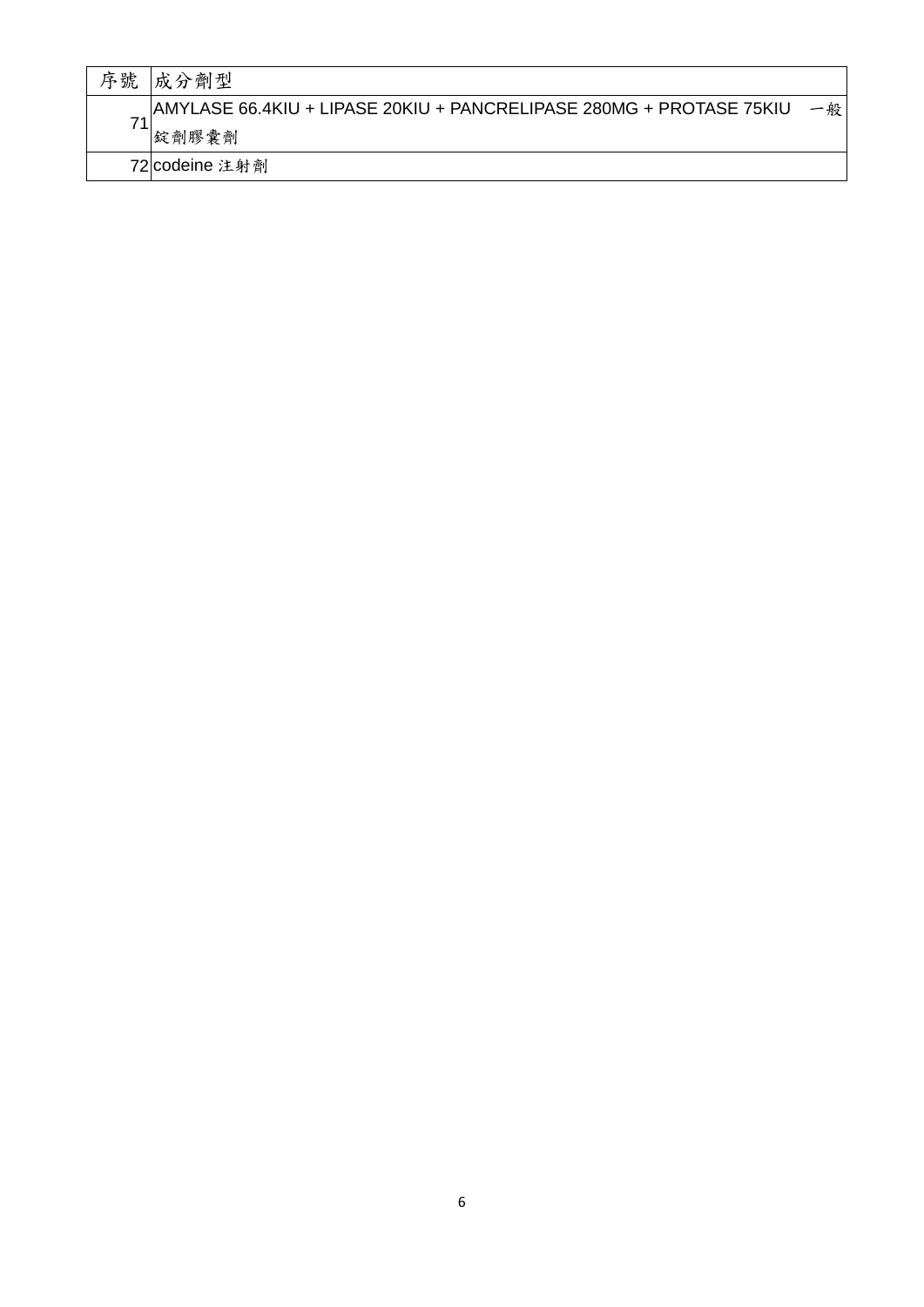| 序號 | 成分劑型 |
| --- | --- |
| 71 | AMYLASE 66.4KIU + LIPASE 20KIU + PANCRELIPASE 280MG + PROTASE 75KIU 一般錠劑膠囊劑 |
| 72 | codeine 注射劑 |